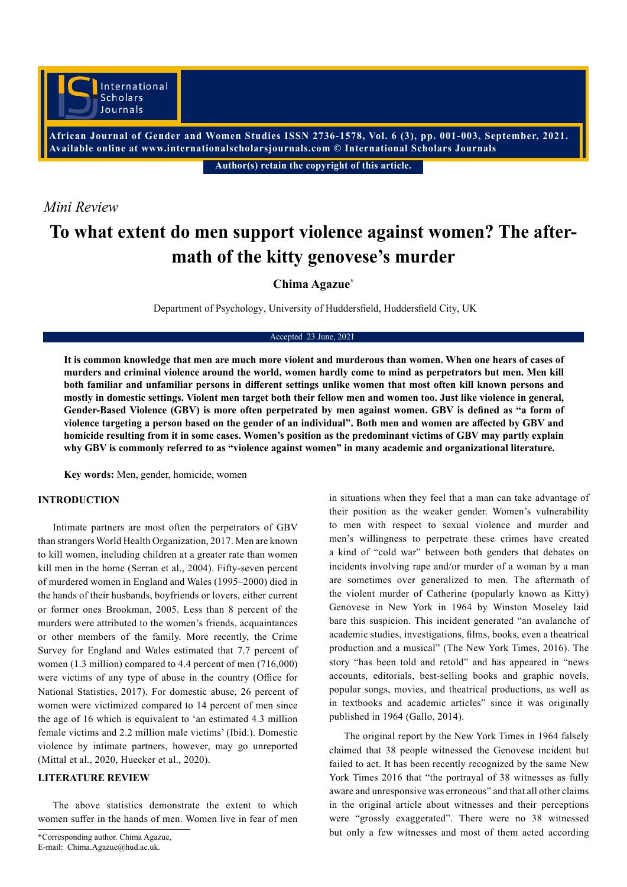*Mini Review*

# To what extent do men support violence against women? The aftermath of the kitty genovese's murder

**Chima Agazue***

Department of Psychology, University of Huddersfield, Huddersfield City, UK

Accepted 23 June, 2021

**It is common knowledge that men are much more violent and murderous than women. When one hears of cases of murders and criminal violence around the world, women hardly come to mind as perpetrators but men. Men kill both familiar and unfamiliar persons in different settings unlike women that most often kill known persons and mostly in domestic settings. Violent men target both their fellow men and women too. Just like violence in general, Gender-Based Violence (GBV) is more often perpetrated by men against women. GBV is defined as "a form of violence targeting a person based on the gender of an individual". Both men and women are affected by GBV and homicide resulting from it in some cases. Women's position as the predominant victims of GBV may partly explain why GBV is commonly referred to as "violence against women" in many academic and organizational literature.**

**Key words:** Men, gender, homicide, women

## INTRODUCTION

Intimate partners are most often the perpetrators of GBV than strangers World Health Organization, 2017. Men are known to kill women, including children at a greater rate than women kill men in the home (Serran et al., 2004). Fifty-seven percent of murdered women in England and Wales (1995–2000) died in the hands of their husbands, boyfriends or lovers, either current or former ones Brookman, 2005. Less than 8 percent of the murders were attributed to the women's friends, acquaintances or other members of the family. More recently, the Crime Survey for England and Wales estimated that 7.7 percent of women (1.3 million) compared to 4.4 percent of men (716,000) were victims of any type of abuse in the country (Office for National Statistics, 2017). For domestic abuse, 26 percent of women were victimized compared to 14 percent of men since the age of 16 which is equivalent to 'an estimated 4.3 million female victims and 2.2 million male victims' (Ibid.). Domestic violence by intimate partners, however, may go unreported (Mittal et al., 2020, Huecker et al., 2020).

## LITERATURE REVIEW

The above statistics demonstrate the extent to which women suffer in the hands of men. Women live in fear of men in situations when they feel that a man can take advantage of their position as the weaker gender. Women's vulnerability to men with respect to sexual violence and murder and men's willingness to perpetrate these crimes have created a kind of "cold war" between both genders that debates on incidents involving rape and/or murder of a woman by a man are sometimes over generalized to men. The aftermath of the violent murder of Catherine (popularly known as Kitty) Genovese in New York in 1964 by Winston Moseley laid bare this suspicion. This incident generated "an avalanche of academic studies, investigations, films, books, even a theatrical production and a musical" (The New York Times, 2016). The story "has been told and retold" and has appeared in "news accounts, editorials, best-selling books and graphic novels, popular songs, movies, and theatrical productions, as well as in textbooks and academic articles" since it was originally published in 1964 (Gallo, 2014).

The original report by the New York Times in 1964 falsely claimed that 38 people witnessed the Genovese incident but failed to act. It has been recently recognized by the same New York Times 2016 that "the portrayal of 38 witnesses as fully aware and unresponsive was erroneous" and that all other claims in the original article about witnesses and their perceptions were "grossly exaggerated". There were no 38 witnessed but only a few witnesses and most of them acted according

*Corresponding author. Chima Agazue, E-mail: Chima.Agazue@hud.ac.uk.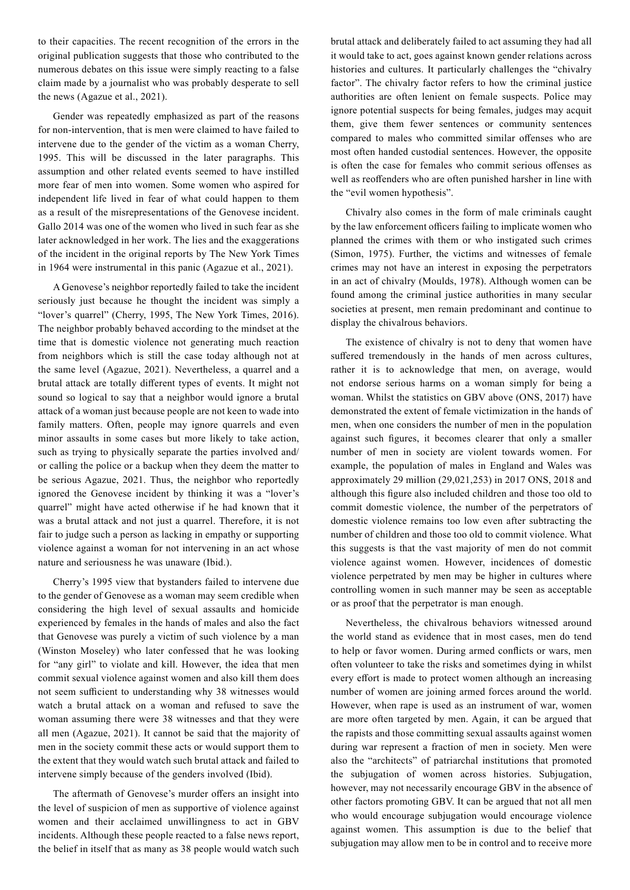to their capacities. The recent recognition of the errors in the original publication suggests that those who contributed to the numerous debates on this issue were simply reacting to a false claim made by a journalist who was probably desperate to sell the news (Agazue et al., 2021).

Gender was repeatedly emphasized as part of the reasons for non-intervention, that is men were claimed to have failed to intervene due to the gender of the victim as a woman Cherry, 1995. This will be discussed in the later paragraphs. This assumption and other related events seemed to have instilled more fear of men into women. Some women who aspired for independent life lived in fear of what could happen to them as a result of the misrepresentations of the Genovese incident. Gallo 2014 was one of the women who lived in such fear as she later acknowledged in her work. The lies and the exaggerations of the incident in the original reports by The New York Times in 1964 were instrumental in this panic (Agazue et al., 2021).

A Genovese's neighbor reportedly failed to take the incident seriously just because he thought the incident was simply a "lover's quarrel" (Cherry, 1995, The New York Times, 2016). The neighbor probably behaved according to the mindset at the time that is domestic violence not generating much reaction from neighbors which is still the case today although not at the same level (Agazue, 2021). Nevertheless, a quarrel and a brutal attack are totally different types of events. It might not sound so logical to say that a neighbor would ignore a brutal attack of a woman just because people are not keen to wade into family matters. Often, people may ignore quarrels and even minor assaults in some cases but more likely to take action, such as trying to physically separate the parties involved and/or calling the police or a backup when they deem the matter to be serious Agazue, 2021. Thus, the neighbor who reportedly ignored the Genovese incident by thinking it was a "lover's quarrel" might have acted otherwise if he had known that it was a brutal attack and not just a quarrel. Therefore, it is not fair to judge such a person as lacking in empathy or supporting violence against a woman for not intervening in an act whose nature and seriousness he was unaware (Ibid.).

Cherry's 1995 view that bystanders failed to intervene due to the gender of Genovese as a woman may seem credible when considering the high level of sexual assaults and homicide experienced by females in the hands of males and also the fact that Genovese was purely a victim of such violence by a man (Winston Moseley) who later confessed that he was looking for "any girl" to violate and kill. However, the idea that men commit sexual violence against women and also kill them does not seem sufficient to understanding why 38 witnesses would watch a brutal attack on a woman and refused to save the woman assuming there were 38 witnesses and that they were all men (Agazue, 2021). It cannot be said that the majority of men in the society commit these acts or would support them to the extent that they would watch such brutal attack and failed to intervene simply because of the genders involved (Ibid).

The aftermath of Genovese's murder offers an insight into the level of suspicion of men as supportive of violence against women and their acclaimed unwillingness to act in GBV incidents. Although these people reacted to a false news report, the belief in itself that as many as 38 people would watch such brutal attack and deliberately failed to act assuming they had all it would take to act, goes against known gender relations across histories and cultures. It particularly challenges the "chivalry factor". The chivalry factor refers to how the criminal justice authorities are often lenient on female suspects. Police may ignore potential suspects for being females, judges may acquit them, give them fewer sentences or community sentences compared to males who committed similar offenses who are most often handed custodial sentences. However, the opposite is often the case for females who commit serious offenses as well as reoffenders who are often punished harsher in line with the "evil women hypothesis".

Chivalry also comes in the form of male criminals caught by the law enforcement officers failing to implicate women who planned the crimes with them or who instigated such crimes (Simon, 1975). Further, the victims and witnesses of female crimes may not have an interest in exposing the perpetrators in an act of chivalry (Moulds, 1978). Although women can be found among the criminal justice authorities in many secular societies at present, men remain predominant and continue to display the chivalrous behaviors.

The existence of chivalry is not to deny that women have suffered tremendously in the hands of men across cultures, rather it is to acknowledge that men, on average, would not endorse serious harms on a woman simply for being a woman. Whilst the statistics on GBV above (ONS, 2017) have demonstrated the extent of female victimization in the hands of men, when one considers the number of men in the population against such figures, it becomes clearer that only a smaller number of men in society are violent towards women. For example, the population of males in England and Wales was approximately 29 million (29,021,253) in 2017 ONS, 2018 and although this figure also included children and those too old to commit domestic violence, the number of the perpetrators of domestic violence remains too low even after subtracting the number of children and those too old to commit violence. What this suggests is that the vast majority of men do not commit violence against women. However, incidences of domestic violence perpetrated by men may be higher in cultures where controlling women in such manner may be seen as acceptable or as proof that the perpetrator is man enough.

Nevertheless, the chivalrous behaviors witnessed around the world stand as evidence that in most cases, men do tend to help or favor women. During armed conflicts or wars, men often volunteer to take the risks and sometimes dying in whilst every effort is made to protect women although an increasing number of women are joining armed forces around the world. However, when rape is used as an instrument of war, women are more often targeted by men. Again, it can be argued that the rapists and those committing sexual assaults against women during war represent a fraction of men in society. Men were also the "architects" of patriarchal institutions that promoted the subjugation of women across histories. Subjugation, however, may not necessarily encourage GBV in the absence of other factors promoting GBV. It can be argued that not all men who would encourage subjugation would encourage violence against women. This assumption is due to the belief that subjugation may allow men to be in control and to receive more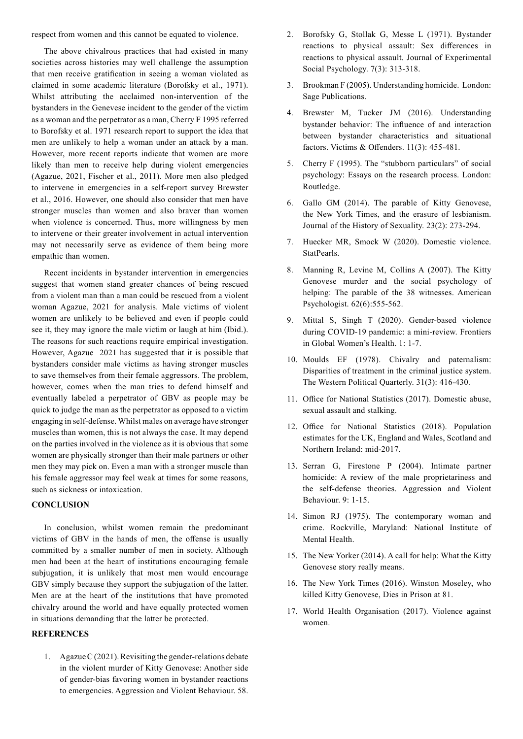respect from women and this cannot be equated to violence.

The above chivalrous practices that had existed in many societies across histories may well challenge the assumption that men receive gratification in seeing a woman violated as claimed in some academic literature (Borofsky et al., 1971). Whilst attributing the acclaimed non-intervention of the bystanders in the Genevese incident to the gender of the victim as a woman and the perpetrator as a man, Cherry F 1995 referred to Borofsky et al. 1971 research report to support the idea that men are unlikely to help a woman under an attack by a man. However, more recent reports indicate that women are more likely than men to receive help during violent emergencies (Agazue, 2021, Fischer et al., 2011). More men also pledged to intervene in emergencies in a self-report survey Brewster et al., 2016. However, one should also consider that men have stronger muscles than women and also braver than women when violence is concerned. Thus, more willingness by men to intervene or their greater involvement in actual intervention may not necessarily serve as evidence of them being more empathic than women.

Recent incidents in bystander intervention in emergencies suggest that women stand greater chances of being rescued from a violent man than a man could be rescued from a violent woman Agazue, 2021 for analysis. Male victims of violent women are unlikely to be believed and even if people could see it, they may ignore the male victim or laugh at him (Ibid.). The reasons for such reactions require empirical investigation. However, Agazue 2021 has suggested that it is possible that bystanders consider male victims as having stronger muscles to save themselves from their female aggressors. The problem, however, comes when the man tries to defend himself and eventually labeled a perpetrator of GBV as people may be quick to judge the man as the perpetrator as opposed to a victim engaging in self-defense. Whilst males on average have stronger muscles than women, this is not always the case. It may depend on the parties involved in the violence as it is obvious that some women are physically stronger than their male partners or other men they may pick on. Even a man with a stronger muscle than his female aggressor may feel weak at times for some reasons, such as sickness or intoxication.

## CONCLUSION

In conclusion, whilst women remain the predominant victims of GBV in the hands of men, the offense is usually committed by a smaller number of men in society. Although men had been at the heart of institutions encouraging female subjugation, it is unlikely that most men would encourage GBV simply because they support the subjugation of the latter. Men are at the heart of the institutions that have promoted chivalry around the world and have equally protected women in situations demanding that the latter be protected.

## REFERENCES

1. Agazue C (2021). Revisiting the gender-relations debate in the violent murder of Kitty Genovese: Another side of gender-bias favoring women in bystander reactions to emergencies. Aggression and Violent Behaviour. 58.
2. Borofsky G, Stollak G, Messe L (1971). Bystander reactions to physical assault: Sex differences in reactions to physical assault. Journal of Experimental Social Psychology. 7(3): 313-318.
3. Brookman F (2005). Understanding homicide. London: Sage Publications.
4. Brewster M, Tucker JM (2016). Understanding bystander behavior: The influence of and interaction between bystander characteristics and situational factors. Victims & Offenders. 11(3): 455-481.
5. Cherry F (1995). The "stubborn particulars" of social psychology: Essays on the research process. London: Routledge.
6. Gallo GM (2014). The parable of Kitty Genovese, the New York Times, and the erasure of lesbianism. Journal of the History of Sexuality. 23(2): 273-294.
7. Huecker MR, Smock W (2020). Domestic violence. StatPearls.
8. Manning R, Levine M, Collins A (2007). The Kitty Genovese murder and the social psychology of helping: The parable of the 38 witnesses. American Psychologist. 62(6):555-562.
9. Mittal S, Singh T (2020). Gender-based violence during COVID-19 pandemic: a mini-review. Frontiers in Global Women's Health. 1: 1-7.
10. Moulds EF (1978). Chivalry and paternalism: Disparities of treatment in the criminal justice system. The Western Political Quarterly. 31(3): 416-430.
11. Office for National Statistics (2017). Domestic abuse, sexual assault and stalking.
12. Office for National Statistics (2018). Population estimates for the UK, England and Wales, Scotland and Northern Ireland: mid-2017.
13. Serran G, Firestone P (2004). Intimate partner homicide: A review of the male proprietariness and the self-defense theories. Aggression and Violent Behaviour. 9: 1-15.
14. Simon RJ (1975). The contemporary woman and crime. Rockville, Maryland: National Institute of Mental Health.
15. The New Yorker (2014). A call for help: What the Kitty Genovese story really means.
16. The New York Times (2016). Winston Moseley, who killed Kitty Genovese, Dies in Prison at 81.
17. World Health Organisation (2017). Violence against women.